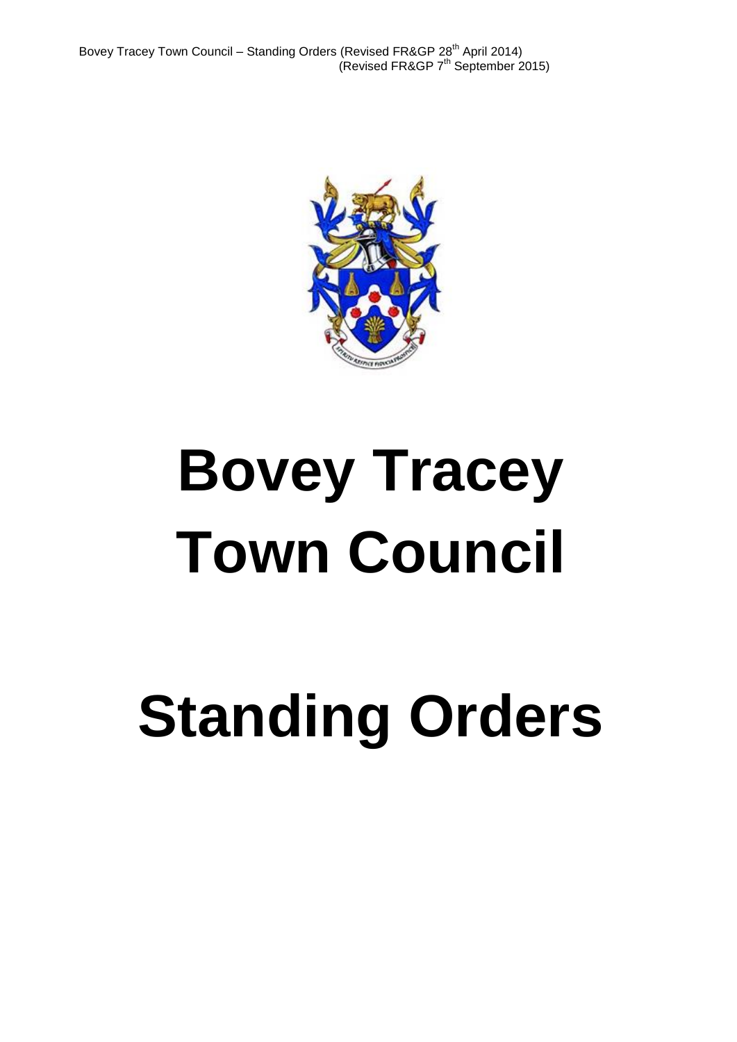# Bovey Tracey Town Council

# Standing Orders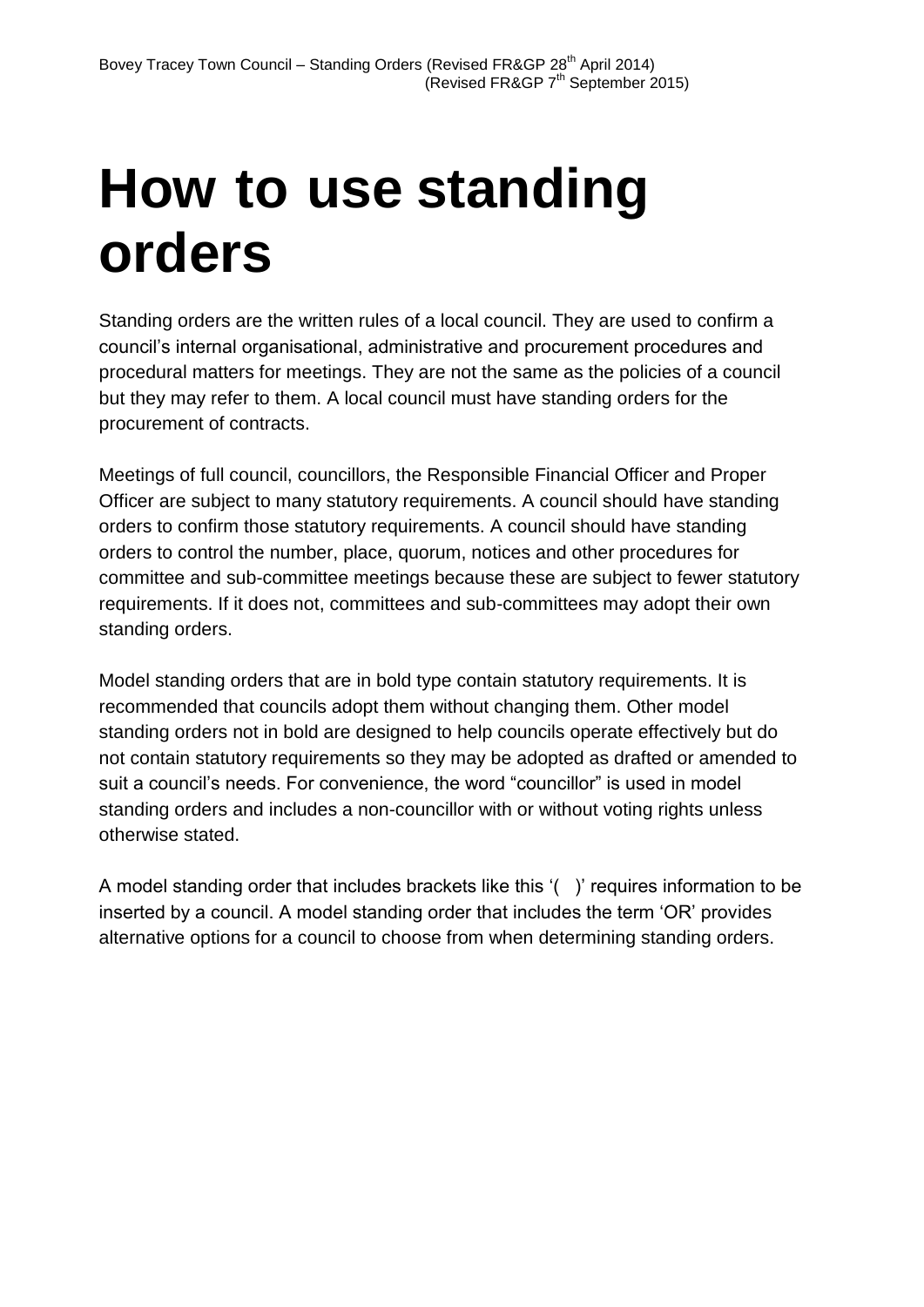# How to use standing orders

Standing orders are the written rules of a local council. They are used to confirm a council's internal organisational, administrative and procurement procedures and procedural matters for meetings. They are not the same as the policies of a council but they may refer to them. A local council must have standing orders for the procurement of contracts.

Meetings of full council, councillors, the Responsible Financial Officer and Proper Officer are subject to many statutory requirements. A council should have standing orders to confirm those statutory requirements. A council should have standing orders to control the number, place, quorum, notices and other procedures for committee and sub-committee meetings because these are subject to fewer statutory requirements. If it does not, committees and sub-committees may adopt their own standing orders.

Model standing orders that are in bold type contain statutory requirements. It is recommended that councils adopt them without changing them. Other model standing orders not in bold are designed to help councils operate effectively but do not contain statutory requirements so they may be adopted as drafted or amended to suit a council's needs. For convenience, the word "councillor" is used in model standing orders and includes a non-councillor with or without voting rights unless otherwise stated.

A model standing order that includes brackets like this '( )' requires information to be inserted by a council. A model standing order that includes the term 'OR' provides alternative options for a council to choose from when determining standing orders.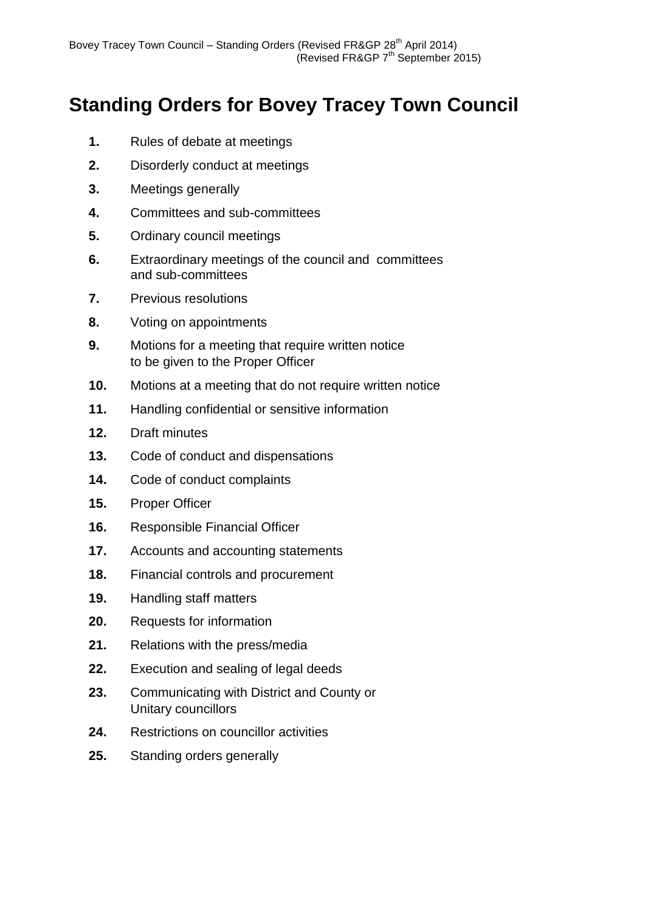# Standing Orders for Bovey Tracey Town Council

**1.** Rules of debate at meetings

**2.** Disorderly conduct at meetings

**3.** Meetings generally

**4.** Committees and sub-committees

**5.** Ordinary council meetings

**6.** Extraordinary meetings of the council and committees and sub-committees

**7.** Previous resolutions

**8.** Voting on appointments

**9.** Motions for a meeting that require written notice to be given to the Proper Officer

**10.** Motions at a meeting that do not require written notice

**11.** Handling confidential or sensitive information

**12.** Draft minutes

**13.** Code of conduct and dispensations

**14.** Code of conduct complaints

**15.** Proper Officer

**16.** Responsible Financial Officer

**17.** Accounts and accounting statements

**18.** Financial controls and procurement

**19.** Handling staff matters

**20.** Requests for information

**21.** Relations with the press/media

**22.** Execution and sealing of legal deeds

**23.** Communicating with District and County or Unitary councillors

**24.** Restrictions on councillor activities

**25.** Standing orders generally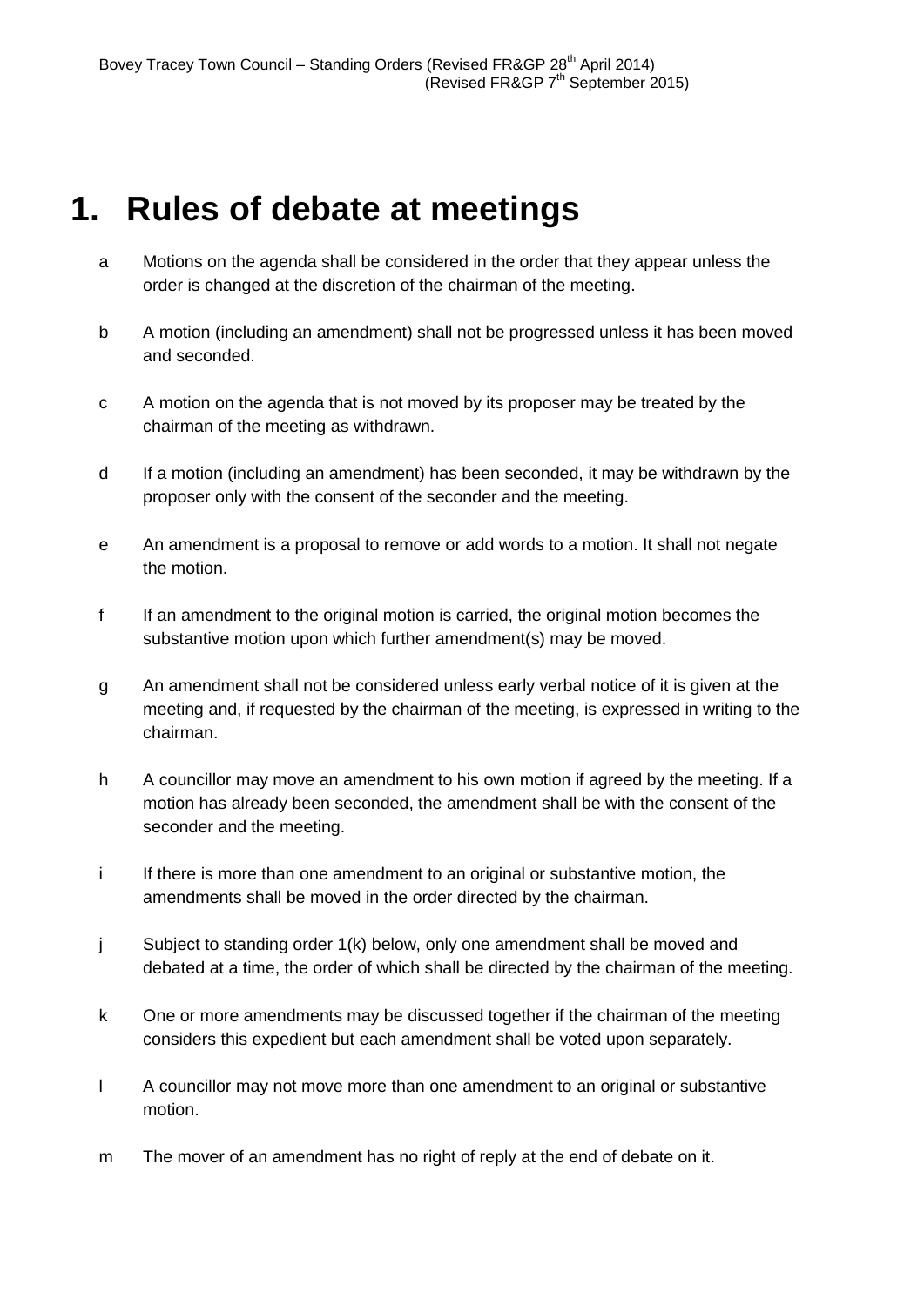# 1. Rules of debate at meetings

a Motions on the agenda shall be considered in the order that they appear unless the order is changed at the discretion of the chairman of the meeting.

b A motion (including an amendment) shall not be progressed unless it has been moved and seconded.

c A motion on the agenda that is not moved by its proposer may be treated by the chairman of the meeting as withdrawn.

d If a motion (including an amendment) has been seconded, it may be withdrawn by the proposer only with the consent of the seconder and the meeting.

e An amendment is a proposal to remove or add words to a motion. It shall not negate the motion.

f If an amendment to the original motion is carried, the original motion becomes the substantive motion upon which further amendment(s) may be moved.

g An amendment shall not be considered unless early verbal notice of it is given at the meeting and, if requested by the chairman of the meeting, is expressed in writing to the chairman.

h A councillor may move an amendment to his own motion if agreed by the meeting. If a motion has already been seconded, the amendment shall be with the consent of the seconder and the meeting.

i If there is more than one amendment to an original or substantive motion, the amendments shall be moved in the order directed by the chairman.

j Subject to standing order 1(k) below, only one amendment shall be moved and debated at a time, the order of which shall be directed by the chairman of the meeting.

k One or more amendments may be discussed together if the chairman of the meeting considers this expedient but each amendment shall be voted upon separately.

l A councillor may not move more than one amendment to an original or substantive motion.

m The mover of an amendment has no right of reply at the end of debate on it.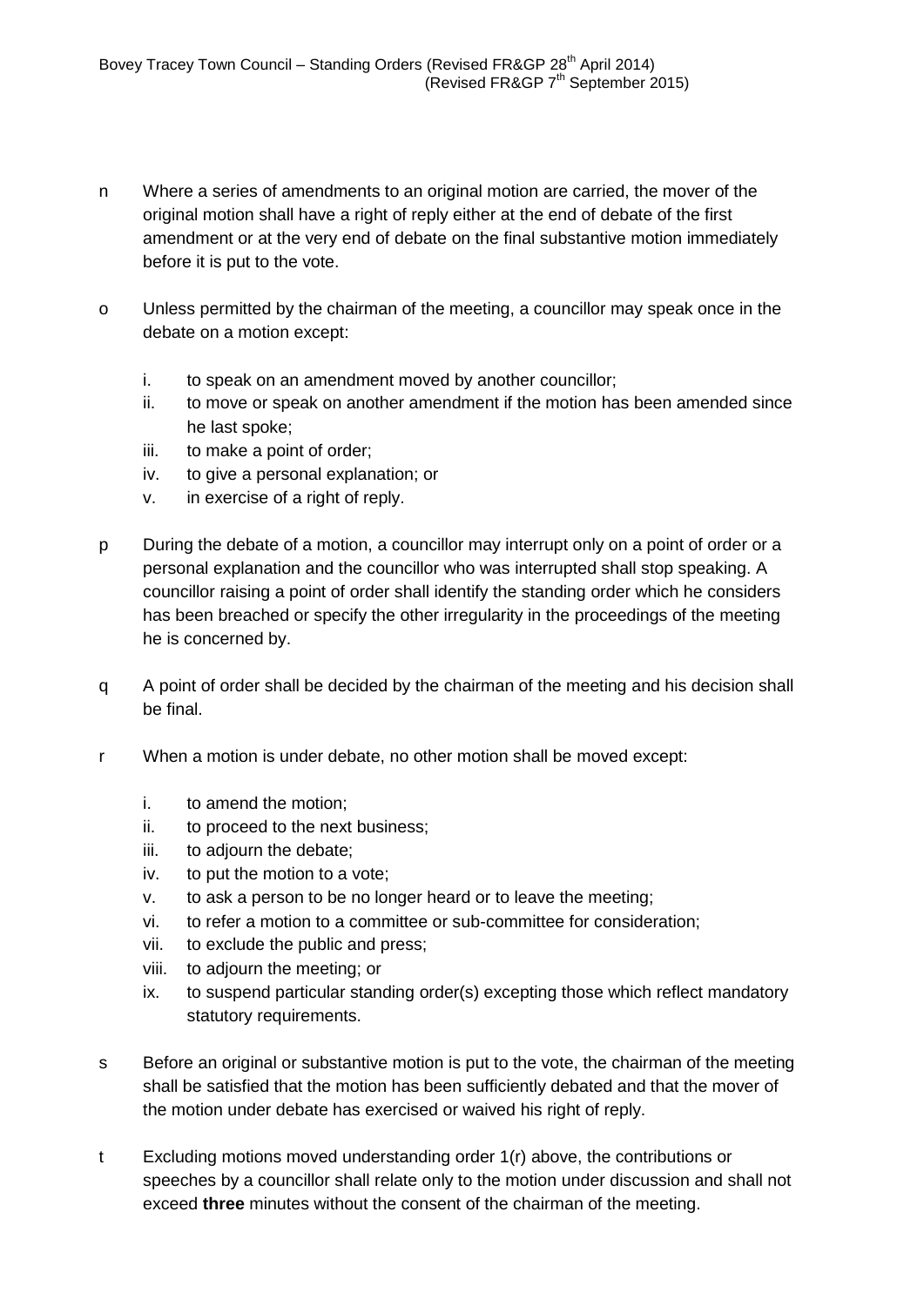n Where a series of amendments to an original motion are carried, the mover of the original motion shall have a right of reply either at the end of debate of the first amendment or at the very end of debate on the final substantive motion immediately before it is put to the vote.

o Unless permitted by the chairman of the meeting, a councillor may speak once in the debate on a motion except:

   i. to speak on an amendment moved by another councillor;
   ii. to move or speak on another amendment if the motion has been amended since he last spoke;
   iii. to make a point of order;
   iv. to give a personal explanation; or
   v. in exercise of a right of reply.

p During the debate of a motion, a councillor may interrupt only on a point of order or a personal explanation and the councillor who was interrupted shall stop speaking. A councillor raising a point of order shall identify the standing order which he considers has been breached or specify the other irregularity in the proceedings of the meeting he is concerned by.

q A point of order shall be decided by the chairman of the meeting and his decision shall be final.

r When a motion is under debate, no other motion shall be moved except:

   i. to amend the motion;
   ii. to proceed to the next business;
   iii. to adjourn the debate;
   iv. to put the motion to a vote;
   v. to ask a person to be no longer heard or to leave the meeting;
   vi. to refer a motion to a committee or sub-committee for consideration;
   vii. to exclude the public and press;
   viii. to adjourn the meeting; or
   ix. to suspend particular standing order(s) excepting those which reflect mandatory statutory requirements.

s Before an original or substantive motion is put to the vote, the chairman of the meeting shall be satisfied that the motion has been sufficiently debated and that the mover of the motion under debate has exercised or waived his right of reply.

t Excluding motions moved understanding order 1(r) above, the contributions or speeches by a councillor shall relate only to the motion under discussion and shall not exceed **three** minutes without the consent of the chairman of the meeting.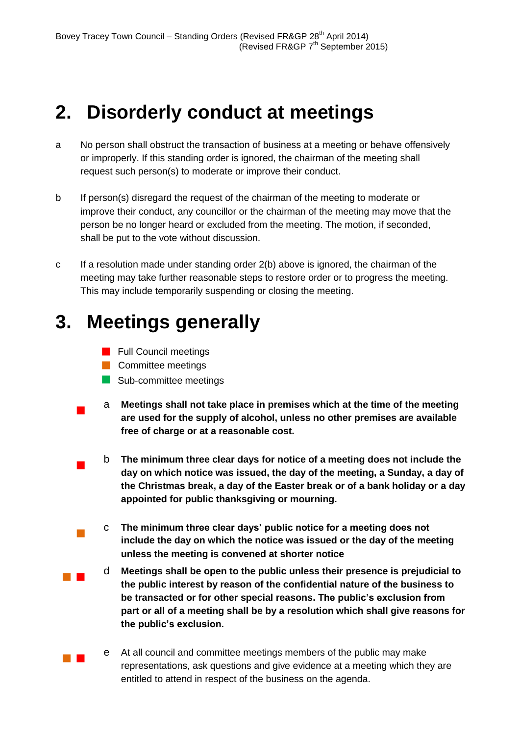## 2. Disorderly conduct at meetings

a No person shall obstruct the transaction of business at a meeting or behave offensively or improperly. If this standing order is ignored, the chairman of the meeting shall request such person(s) to moderate or improve their conduct.

b If person(s) disregard the request of the chairman of the meeting to moderate or improve their conduct, any councillor or the chairman of the meeting may move that the person be no longer heard or excluded from the meeting. The motion, if seconded, shall be put to the vote without discussion.

c If a resolution made under standing order 2(b) above is ignored, the chairman of the meeting may take further reasonable steps to restore order or to progress the meeting. This may include temporarily suspending or closing the meeting.

## 3. Meetings generally

- ■ (red) Full Council meetings
- ■ (orange) Committee meetings
- ■ (green) Sub-committee meetings

■ (red) a **Meetings shall not take place in premises which at the time of the meeting are used for the supply of alcohol, unless no other premises are available free of charge or at a reasonable cost.**

■ (red) b **The minimum three clear days for notice of a meeting does not include the day on which notice was issued, the day of the meeting, a Sunday, a day of the Christmas break, a day of the Easter break or of a bank holiday or a day appointed for public thanksgiving or mourning.**

■ (orange) c **The minimum three clear days' public notice for a meeting does not include the day on which the notice was issued or the day of the meeting unless the meeting is convened at shorter notice**

■ (orange) ■ (red) d **Meetings shall be open to the public unless their presence is prejudicial to the public interest by reason of the confidential nature of the business to be transacted or for other special reasons. The public's exclusion from part or all of a meeting shall be by a resolution which shall give reasons for the public's exclusion.**

■ (orange) ■ (red) e At all council and committee meetings members of the public may make representations, ask questions and give evidence at a meeting which they are entitled to attend in respect of the business on the agenda.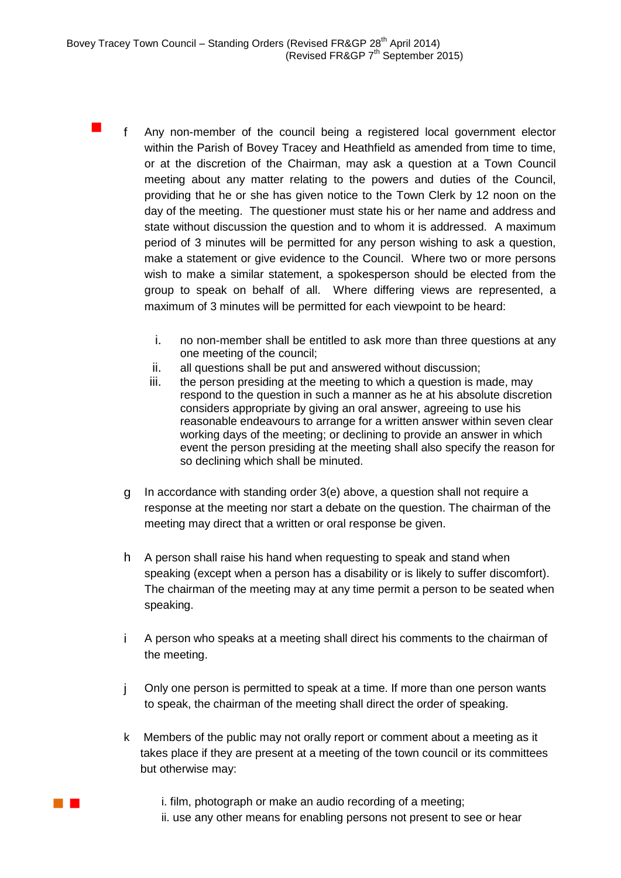f Any non-member of the council being a registered local government elector within the Parish of Bovey Tracey and Heathfield as amended from time to time, or at the discretion of the Chairman, may ask a question at a Town Council meeting about any matter relating to the powers and duties of the Council, providing that he or she has given notice to the Town Clerk by 12 noon on the day of the meeting. The questioner must state his or her name and address and state without discussion the question and to whom it is addressed. A maximum period of 3 minutes will be permitted for any person wishing to ask a question, make a statement or give evidence to the Council. Where two or more persons wish to make a similar statement, a spokesperson should be elected from the group to speak on behalf of all. Where differing views are represented, a maximum of 3 minutes will be permitted for each viewpoint to be heard:

i. no non-member shall be entitled to ask more than three questions at any one meeting of the council;
ii. all questions shall be put and answered without discussion;
iii. the person presiding at the meeting to which a question is made, may respond to the question in such a manner as he at his absolute discretion considers appropriate by giving an oral answer, agreeing to use his reasonable endeavours to arrange for a written answer within seven clear working days of the meeting; or declining to provide an answer in which event the person presiding at the meeting shall also specify the reason for so declining which shall be minuted.

g In accordance with standing order 3(e) above, a question shall not require a response at the meeting nor start a debate on the question. The chairman of the meeting may direct that a written or oral response be given.

h A person shall raise his hand when requesting to speak and stand when speaking (except when a person has a disability or is likely to suffer discomfort). The chairman of the meeting may at any time permit a person to be seated when speaking.

i A person who speaks at a meeting shall direct his comments to the chairman of the meeting.

j Only one person is permitted to speak at a time. If more than one person wants to speak, the chairman of the meeting shall direct the order of speaking.

k Members of the public may not orally report or comment about a meeting as it takes place if they are present at a meeting of the town council or its committees but otherwise may:

i. film, photograph or make an audio recording of a meeting;
ii. use any other means for enabling persons not present to see or hear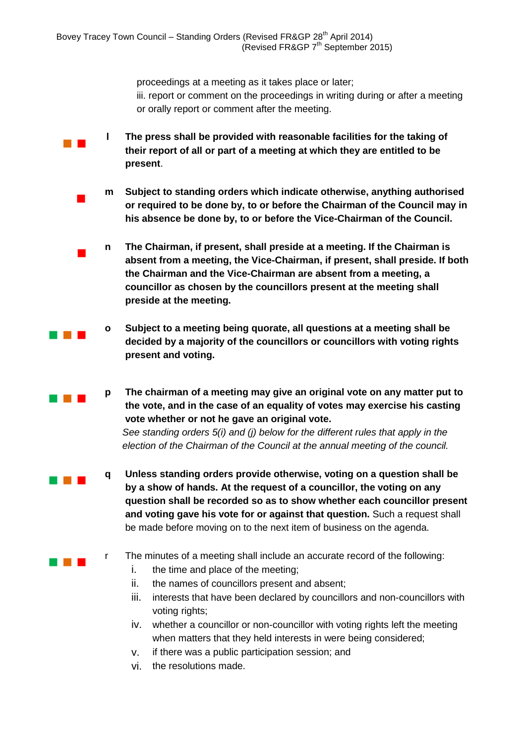proceedings at a meeting as it takes place or later;
iii. report or comment on the proceedings in writing during or after a meeting or orally report or comment after the meeting.

l **The press shall be provided with reasonable facilities for the taking of their report of all or part of a meeting at which they are entitled to be present**.

m **Subject to standing orders which indicate otherwise, anything authorised or required to be done by, to or before the Chairman of the Council may in his absence be done by, to or before the Vice-Chairman of the Council.**

n **The Chairman, if present, shall preside at a meeting. If the Chairman is absent from a meeting, the Vice-Chairman, if present, shall preside. If both the Chairman and the Vice-Chairman are absent from a meeting, a councillor as chosen by the councillors present at the meeting shall preside at the meeting.**

o **Subject to a meeting being quorate, all questions at a meeting shall be decided by a majority of the councillors or councillors with voting rights present and voting.**

p **The chairman of a meeting may give an original vote on any matter put to the vote, and in the case of an equality of votes may exercise his casting vote whether or not he gave an original vote.**
*See standing orders 5(i) and (j) below for the different rules that apply in the election of the Chairman of the Council at the annual meeting of the council.*

q **Unless standing orders provide otherwise, voting on a question shall be by a show of hands. At the request of a councillor, the voting on any question shall be recorded so as to show whether each councillor present and voting gave his vote for or against that question.** Such a request shall be made before moving on to the next item of business on the agenda.

r The minutes of a meeting shall include an accurate record of the following:

i. the time and place of the meeting;
ii. the names of councillors present and absent;
iii. interests that have been declared by councillors and non-councillors with voting rights;
iv. whether a councillor or non-councillor with voting rights left the meeting when matters that they held interests in were being considered;
v. if there was a public participation session; and
vi. the resolutions made.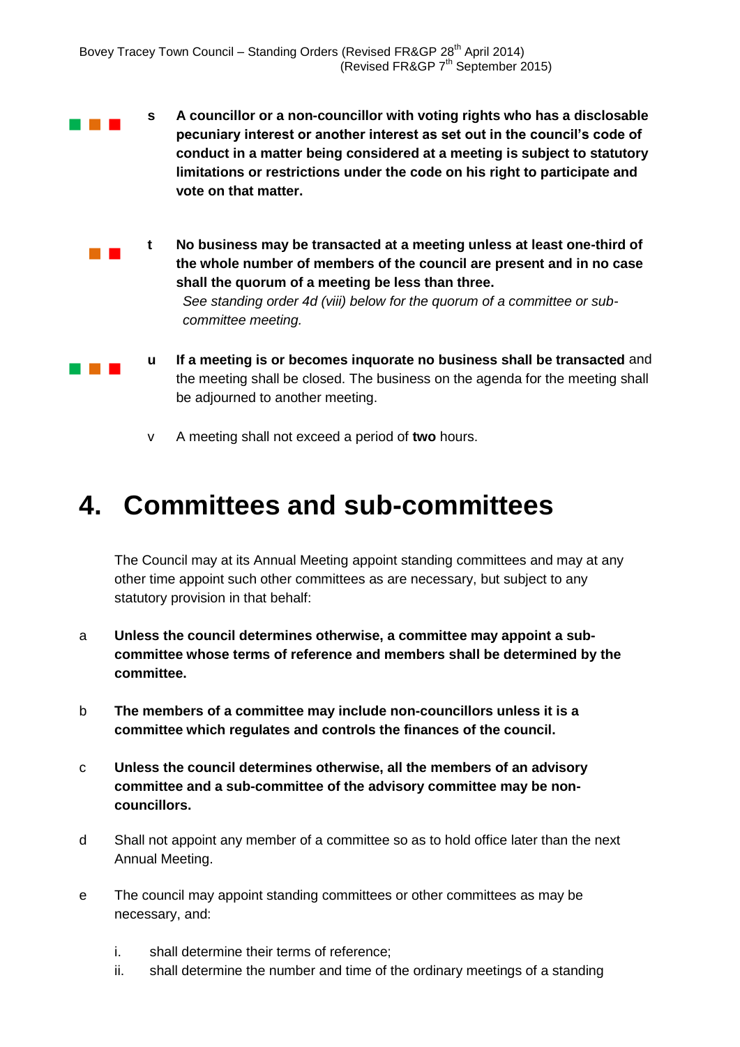s **A councillor or a non-councillor with voting rights who has a disclosable pecuniary interest or another interest as set out in the council's code of conduct in a matter being considered at a meeting is subject to statutory limitations or restrictions under the code on his right to participate and vote on that matter.**

t **No business may be transacted at a meeting unless at least one-third of the whole number of members of the council are present and in no case shall the quorum of a meeting be less than three.**
*See standing order 4d (viii) below for the quorum of a committee or sub-committee meeting.*

u **If a meeting is or becomes inquorate no business shall be transacted** and the meeting shall be closed. The business on the agenda for the meeting shall be adjourned to another meeting.

v A meeting shall not exceed a period of **two** hours.

# 4. Committees and sub-committees

The Council may at its Annual Meeting appoint standing committees and may at any other time appoint such other committees as are necessary, but subject to any statutory provision in that behalf:

a **Unless the council determines otherwise, a committee may appoint a sub-committee whose terms of reference and members shall be determined by the committee.**

b **The members of a committee may include non-councillors unless it is a committee which regulates and controls the finances of the council.**

c **Unless the council determines otherwise, all the members of an advisory committee and a sub-committee of the advisory committee may be non-councillors.**

d Shall not appoint any member of a committee so as to hold office later than the next Annual Meeting.

e The council may appoint standing committees or other committees as may be necessary, and:

i. shall determine their terms of reference;
ii. shall determine the number and time of the ordinary meetings of a standing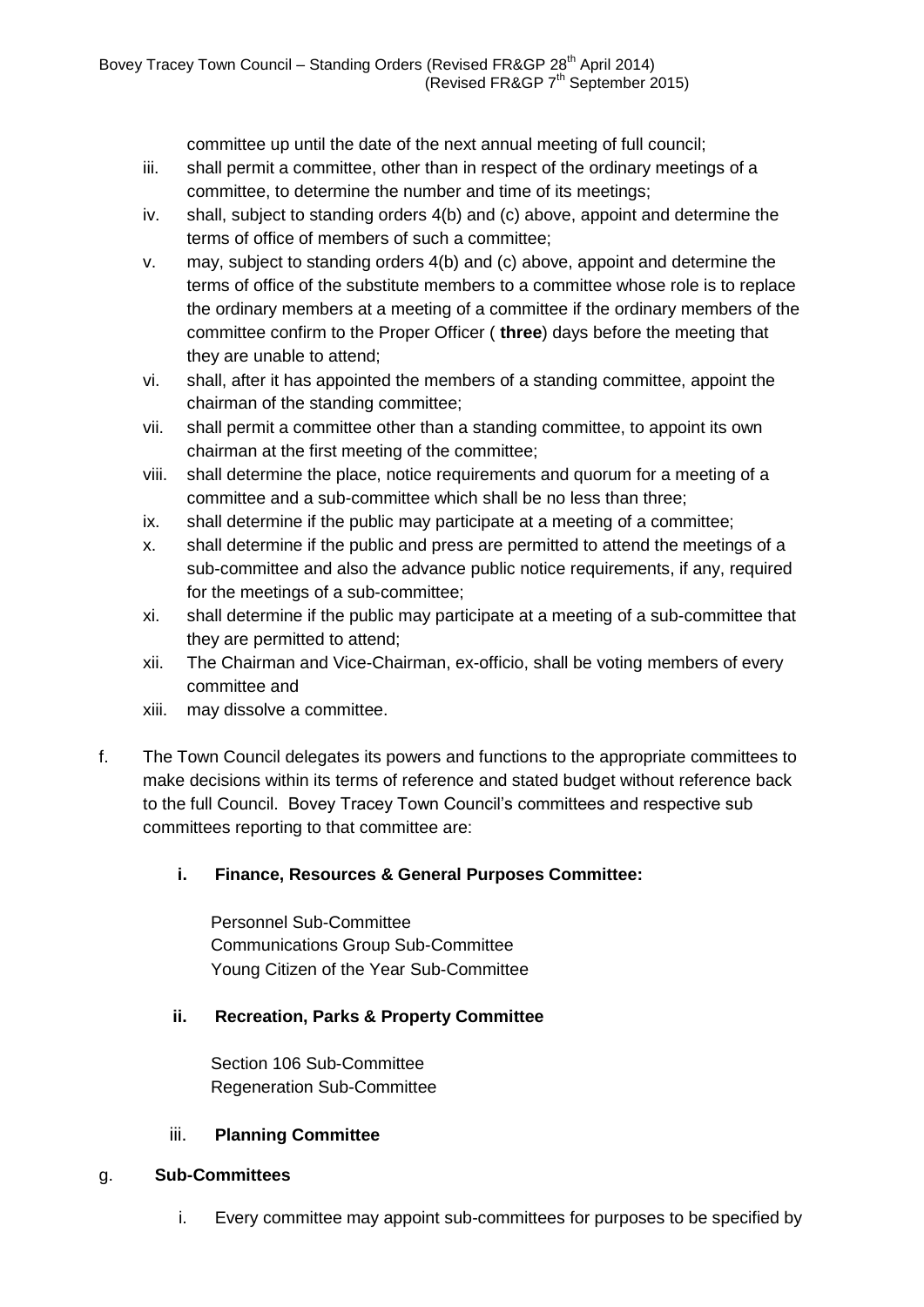committee up until the date of the next annual meeting of full council;

iii. shall permit a committee, other than in respect of the ordinary meetings of a committee, to determine the number and time of its meetings;

iv. shall, subject to standing orders 4(b) and (c) above, appoint and determine the terms of office of members of such a committee;

v. may, subject to standing orders 4(b) and (c) above, appoint and determine the terms of office of the substitute members to a committee whose role is to replace the ordinary members at a meeting of a committee if the ordinary members of the committee confirm to the Proper Officer ( **three**) days before the meeting that they are unable to attend;

vi. shall, after it has appointed the members of a standing committee, appoint the chairman of the standing committee;

vii. shall permit a committee other than a standing committee, to appoint its own chairman at the first meeting of the committee;

viii. shall determine the place, notice requirements and quorum for a meeting of a committee and a sub-committee which shall be no less than three;

ix. shall determine if the public may participate at a meeting of a committee;

x. shall determine if the public and press are permitted to attend the meetings of a sub-committee and also the advance public notice requirements, if any, required for the meetings of a sub-committee;

xi. shall determine if the public may participate at a meeting of a sub-committee that they are permitted to attend;

xii. The Chairman and Vice-Chairman, ex-officio, shall be voting members of every committee and

xiii. may dissolve a committee.

f. The Town Council delegates its powers and functions to the appropriate committees to make decisions within its terms of reference and stated budget without reference back to the full Council. Bovey Tracey Town Council's committees and respective sub committees reporting to that committee are:

**i. Finance, Resources & General Purposes Committee:**

Personnel Sub-Committee
Communications Group Sub-Committee
Young Citizen of the Year Sub-Committee

**ii. Recreation, Parks & Property Committee**

Section 106 Sub-Committee
Regeneration Sub-Committee

iii. **Planning Committee**

g. **Sub-Committees**

i. Every committee may appoint sub-committees for purposes to be specified by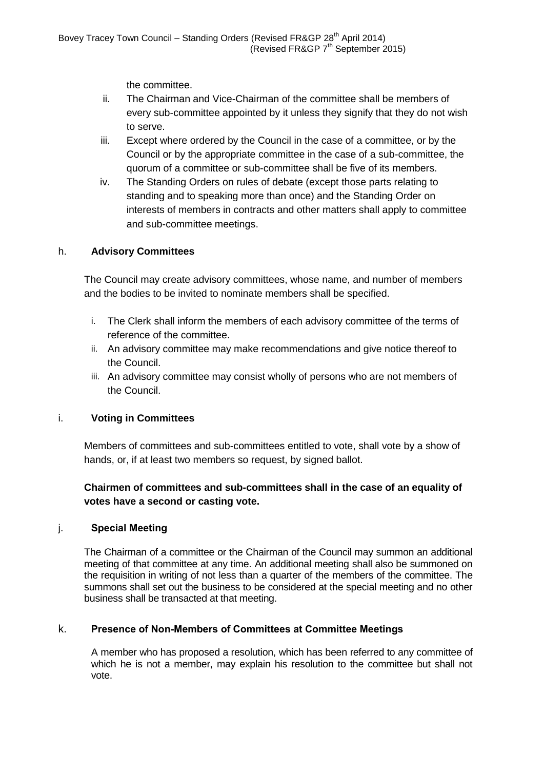the committee.

ii. The Chairman and Vice-Chairman of the committee shall be members of every sub-committee appointed by it unless they signify that they do not wish to serve.

iii. Except where ordered by the Council in the case of a committee, or by the Council or by the appropriate committee in the case of a sub-committee, the quorum of a committee or sub-committee shall be five of its members.

iv. The Standing Orders on rules of debate (except those parts relating to standing and to speaking more than once) and the Standing Order on interests of members in contracts and other matters shall apply to committee and sub-committee meetings.

## h. **Advisory Committees**

The Council may create advisory committees, whose name, and number of members and the bodies to be invited to nominate members shall be specified.

i. The Clerk shall inform the members of each advisory committee of the terms of reference of the committee.

ii. An advisory committee may make recommendations and give notice thereof to the Council.

iii. An advisory committee may consist wholly of persons who are not members of the Council.

## i. **Voting in Committees**

Members of committees and sub-committees entitled to vote, shall vote by a show of hands, or, if at least two members so request, by signed ballot.

**Chairmen of committees and sub-committees shall in the case of an equality of votes have a second or casting vote.**

## j. **Special Meeting**

The Chairman of a committee or the Chairman of the Council may summon an additional meeting of that committee at any time. An additional meeting shall also be summoned on the requisition in writing of not less than a quarter of the members of the committee. The summons shall set out the business to be considered at the special meeting and no other business shall be transacted at that meeting.

## k. **Presence of Non-Members of Committees at Committee Meetings**

A member who has proposed a resolution, which has been referred to any committee of which he is not a member, may explain his resolution to the committee but shall not vote.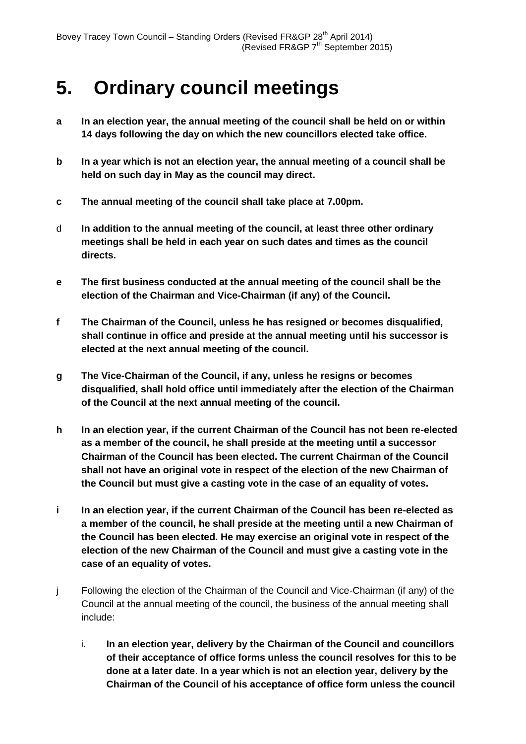# 5. Ordinary council meetings

**a** **In an election year, the annual meeting of the council shall be held on or within 14 days following the day on which the new councillors elected take office.**

**b** **In a year which is not an election year, the annual meeting of a council shall be held on such day in May as the council may direct.**

**c** **The annual meeting of the council shall take place at 7.00pm.**

d **In addition to the annual meeting of the council, at least three other ordinary meetings shall be held in each year on such dates and times as the council directs.**

**e** **The first business conducted at the annual meeting of the council shall be the election of the Chairman and Vice-Chairman (if any) of the Council.**

**f** **The Chairman of the Council, unless he has resigned or becomes disqualified, shall continue in office and preside at the annual meeting until his successor is elected at the next annual meeting of the council.**

**g** **The Vice-Chairman of the Council, if any, unless he resigns or becomes disqualified, shall hold office until immediately after the election of the Chairman of the Council at the next annual meeting of the council.**

**h** **In an election year, if the current Chairman of the Council has not been re-elected as a member of the council, he shall preside at the meeting until a successor Chairman of the Council has been elected. The current Chairman of the Council shall not have an original vote in respect of the election of the new Chairman of the Council but must give a casting vote in the case of an equality of votes.**

**i** **In an election year, if the current Chairman of the Council has been re-elected as a member of the council, he shall preside at the meeting until a new Chairman of the Council has been elected. He may exercise an original vote in respect of the election of the new Chairman of the Council and must give a casting vote in the case of an equality of votes.**

j Following the election of the Chairman of the Council and Vice-Chairman (if any) of the Council at the annual meeting of the council, the business of the annual meeting shall include:

i. **In an election year, delivery by the Chairman of the Council and councillors of their acceptance of office forms unless the council resolves for this to be done at a later date**. **In a year which is not an election year, delivery by the Chairman of the Council of his acceptance of office form unless the council**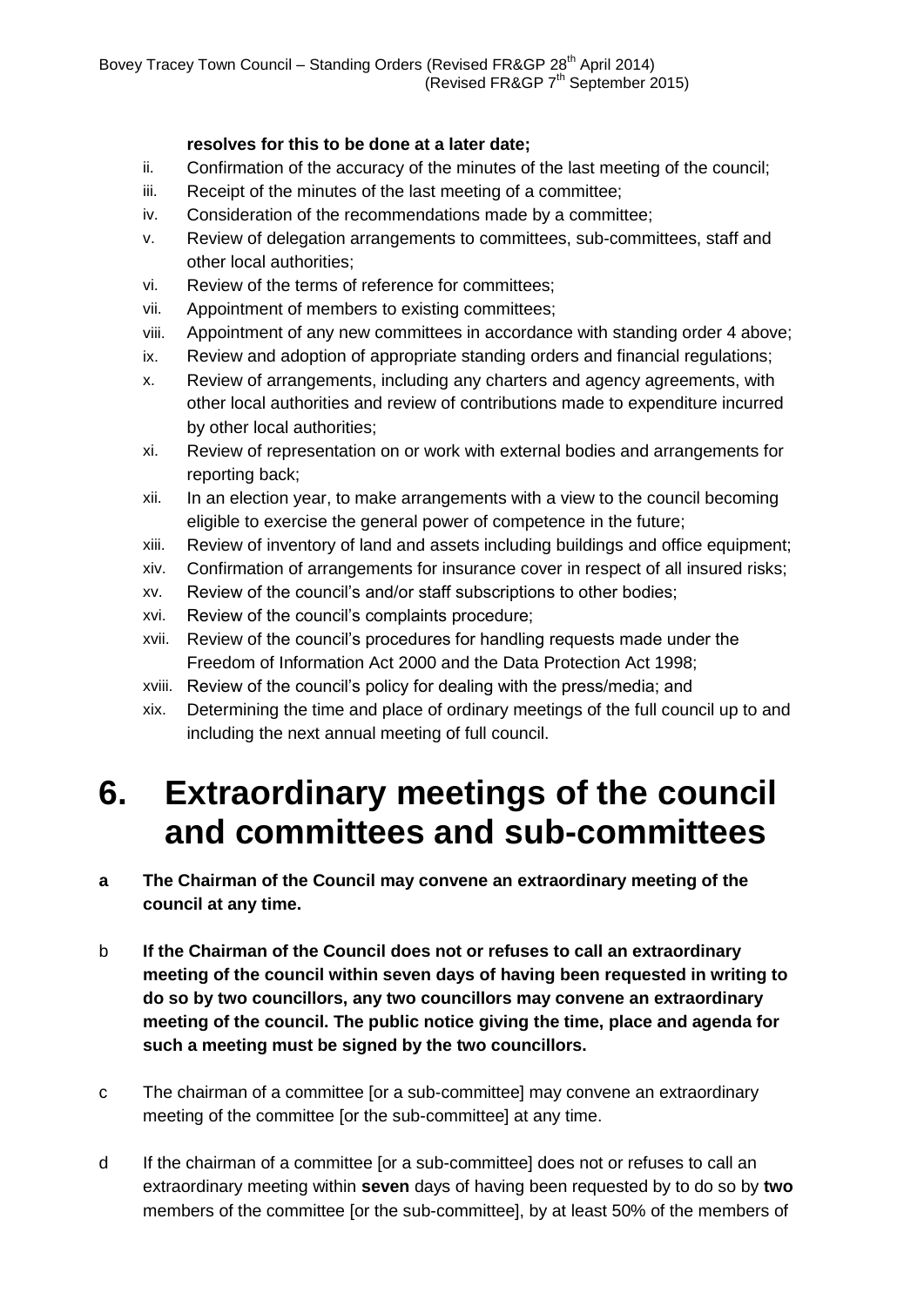**resolves for this to be done at a later date;**

ii. Confirmation of the accuracy of the minutes of the last meeting of the council;
iii. Receipt of the minutes of the last meeting of a committee;
iv. Consideration of the recommendations made by a committee;
v. Review of delegation arrangements to committees, sub-committees, staff and other local authorities;
vi. Review of the terms of reference for committees;
vii. Appointment of members to existing committees;
viii. Appointment of any new committees in accordance with standing order 4 above;
ix. Review and adoption of appropriate standing orders and financial regulations;
x. Review of arrangements, including any charters and agency agreements, with other local authorities and review of contributions made to expenditure incurred by other local authorities;
xi. Review of representation on or work with external bodies and arrangements for reporting back;
xii. In an election year, to make arrangements with a view to the council becoming eligible to exercise the general power of competence in the future;
xiii. Review of inventory of land and assets including buildings and office equipment;
xiv. Confirmation of arrangements for insurance cover in respect of all insured risks;
xv. Review of the council's and/or staff subscriptions to other bodies;
xvi. Review of the council's complaints procedure;
xvii. Review of the council's procedures for handling requests made under the Freedom of Information Act 2000 and the Data Protection Act 1998;
xviii. Review of the council's policy for dealing with the press/media; and
xix. Determining the time and place of ordinary meetings of the full council up to and including the next annual meeting of full council.

# 6. Extraordinary meetings of the council and committees and sub-committees

**a The Chairman of the Council may convene an extraordinary meeting of the council at any time.**

b **If the Chairman of the Council does not or refuses to call an extraordinary meeting of the council within seven days of having been requested in writing to do so by two councillors, any two councillors may convene an extraordinary meeting of the council. The public notice giving the time, place and agenda for such a meeting must be signed by the two councillors.**

c The chairman of a committee [or a sub-committee] may convene an extraordinary meeting of the committee [or the sub-committee] at any time.

d If the chairman of a committee [or a sub-committee] does not or refuses to call an extraordinary meeting within **seven** days of having been requested by to do so by **two** members of the committee [or the sub-committee], by at least 50% of the members of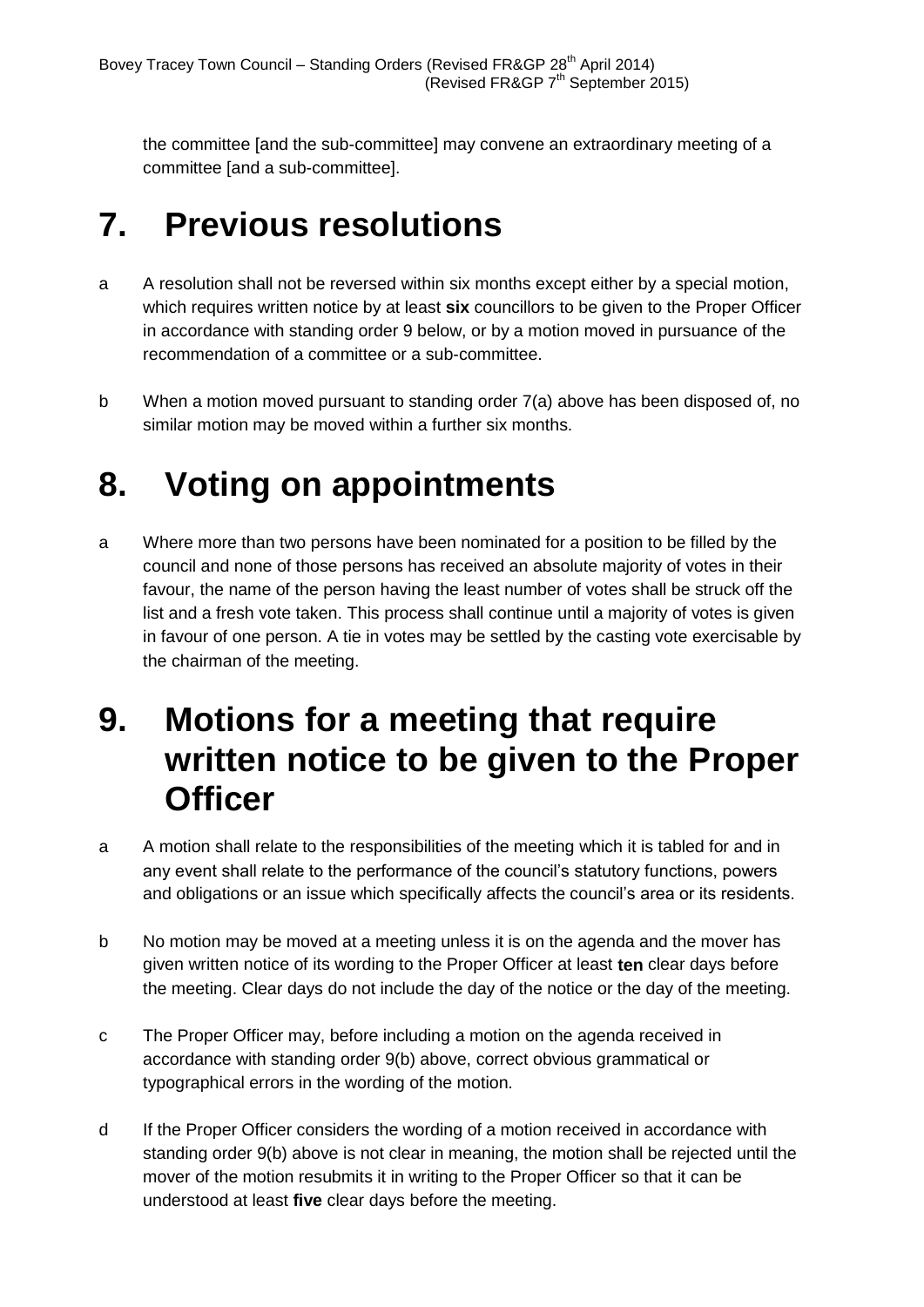the committee [and the sub-committee] may convene an extraordinary meeting of a committee [and a sub-committee].

# 7. Previous resolutions

a A resolution shall not be reversed within six months except either by a special motion, which requires written notice by at least **six** councillors to be given to the Proper Officer in accordance with standing order 9 below, or by a motion moved in pursuance of the recommendation of a committee or a sub-committee.

b When a motion moved pursuant to standing order 7(a) above has been disposed of, no similar motion may be moved within a further six months.

# 8. Voting on appointments

a Where more than two persons have been nominated for a position to be filled by the council and none of those persons has received an absolute majority of votes in their favour, the name of the person having the least number of votes shall be struck off the list and a fresh vote taken. This process shall continue until a majority of votes is given in favour of one person. A tie in votes may be settled by the casting vote exercisable by the chairman of the meeting.

# 9. Motions for a meeting that require written notice to be given to the Proper Officer

a A motion shall relate to the responsibilities of the meeting which it is tabled for and in any event shall relate to the performance of the council's statutory functions, powers and obligations or an issue which specifically affects the council's area or its residents.

b No motion may be moved at a meeting unless it is on the agenda and the mover has given written notice of its wording to the Proper Officer at least **ten** clear days before the meeting. Clear days do not include the day of the notice or the day of the meeting.

c The Proper Officer may, before including a motion on the agenda received in accordance with standing order 9(b) above, correct obvious grammatical or typographical errors in the wording of the motion.

d If the Proper Officer considers the wording of a motion received in accordance with standing order 9(b) above is not clear in meaning, the motion shall be rejected until the mover of the motion resubmits it in writing to the Proper Officer so that it can be understood at least **five** clear days before the meeting.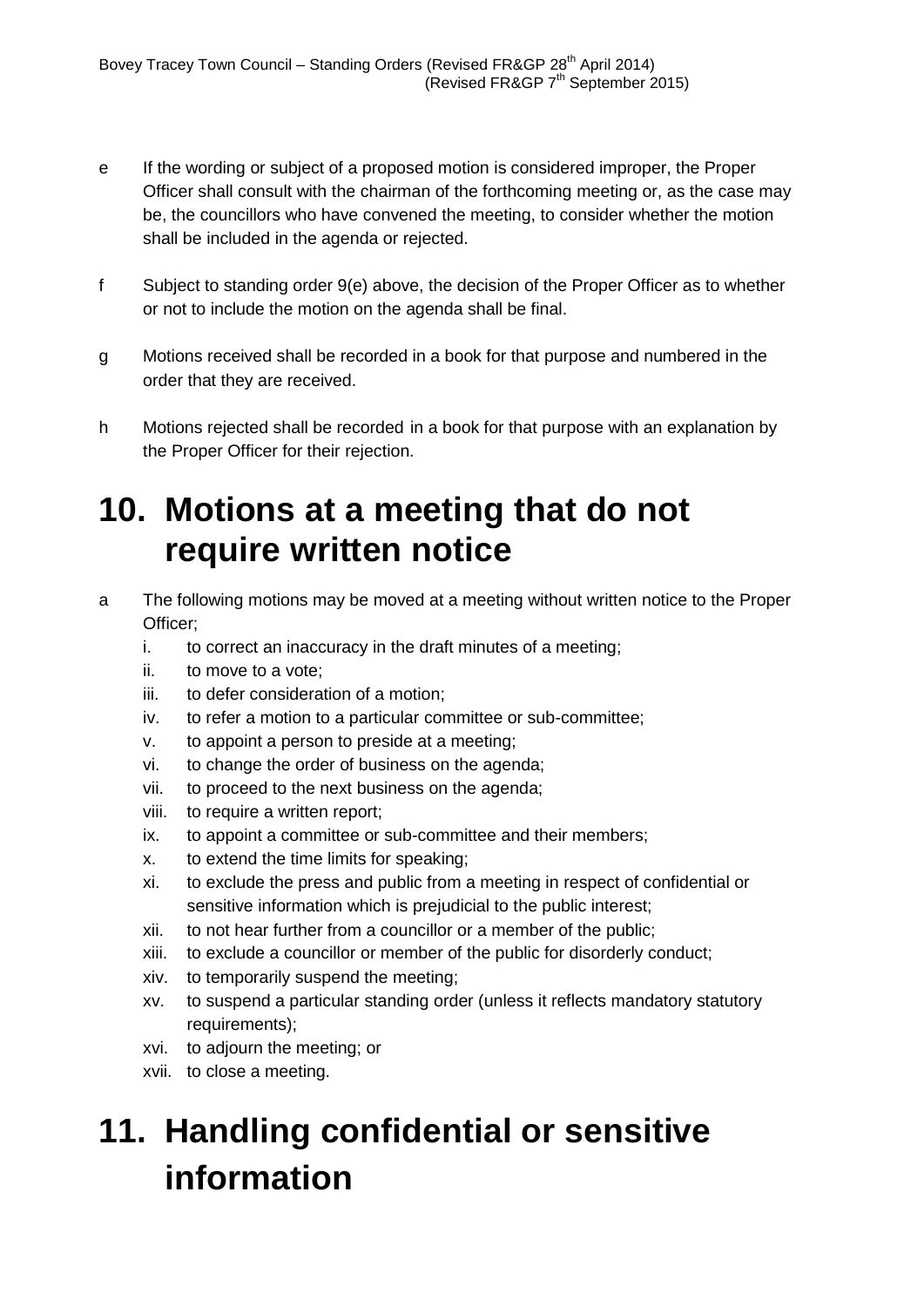e  If the wording or subject of a proposed motion is considered improper, the Proper Officer shall consult with the chairman of the forthcoming meeting or, as the case may be, the councillors who have convened the meeting, to consider whether the motion shall be included in the agenda or rejected.

f  Subject to standing order 9(e) above, the decision of the Proper Officer as to whether or not to include the motion on the agenda shall be final.

g  Motions received shall be recorded in a book for that purpose and numbered in the order that they are received.

h  Motions rejected shall be recorded in a book for that purpose with an explanation by the Proper Officer for their rejection.

# 10. Motions at a meeting that do not require written notice

a  The following motions may be moved at a meeting without written notice to the Proper Officer;

i. to correct an inaccuracy in the draft minutes of a meeting;
ii. to move to a vote;
iii. to defer consideration of a motion;
iv. to refer a motion to a particular committee or sub-committee;
v. to appoint a person to preside at a meeting;
vi. to change the order of business on the agenda;
vii. to proceed to the next business on the agenda;
viii. to require a written report;
ix. to appoint a committee or sub-committee and their members;
x. to extend the time limits for speaking;
xi. to exclude the press and public from a meeting in respect of confidential or sensitive information which is prejudicial to the public interest;
xii. to not hear further from a councillor or a member of the public;
xiii. to exclude a councillor or member of the public for disorderly conduct;
xiv. to temporarily suspend the meeting;
xv. to suspend a particular standing order (unless it reflects mandatory statutory requirements);
xvi. to adjourn the meeting; or
xvii. to close a meeting.

# 11. Handling confidential or sensitive information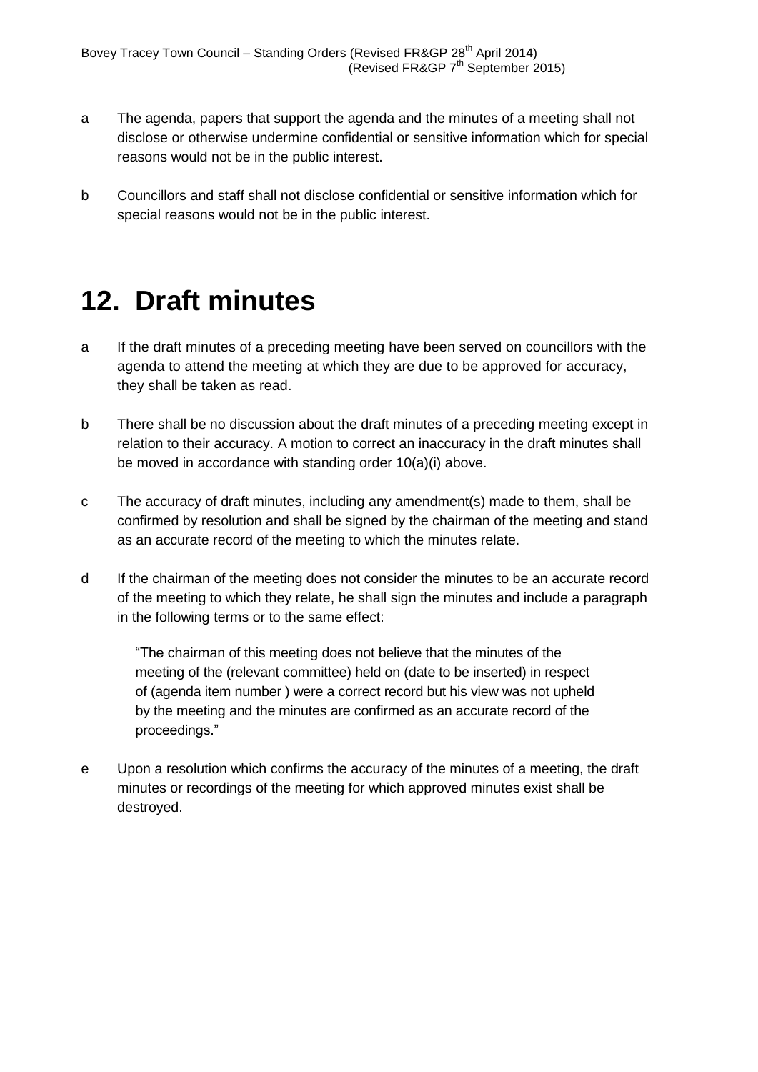a The agenda, papers that support the agenda and the minutes of a meeting shall not disclose or otherwise undermine confidential or sensitive information which for special reasons would not be in the public interest.

b Councillors and staff shall not disclose confidential or sensitive information which for special reasons would not be in the public interest.

# 12. Draft minutes

a If the draft minutes of a preceding meeting have been served on councillors with the agenda to attend the meeting at which they are due to be approved for accuracy, they shall be taken as read.

b There shall be no discussion about the draft minutes of a preceding meeting except in relation to their accuracy. A motion to correct an inaccuracy in the draft minutes shall be moved in accordance with standing order 10(a)(i) above.

c The accuracy of draft minutes, including any amendment(s) made to them, shall be confirmed by resolution and shall be signed by the chairman of the meeting and stand as an accurate record of the meeting to which the minutes relate.

d If the chairman of the meeting does not consider the minutes to be an accurate record of the meeting to which they relate, he shall sign the minutes and include a paragraph in the following terms or to the same effect:

> "The chairman of this meeting does not believe that the minutes of the meeting of the (relevant committee) held on (date to be inserted) in respect of (agenda item number ) were a correct record but his view was not upheld by the meeting and the minutes are confirmed as an accurate record of the proceedings."

e Upon a resolution which confirms the accuracy of the minutes of a meeting, the draft minutes or recordings of the meeting for which approved minutes exist shall be destroyed.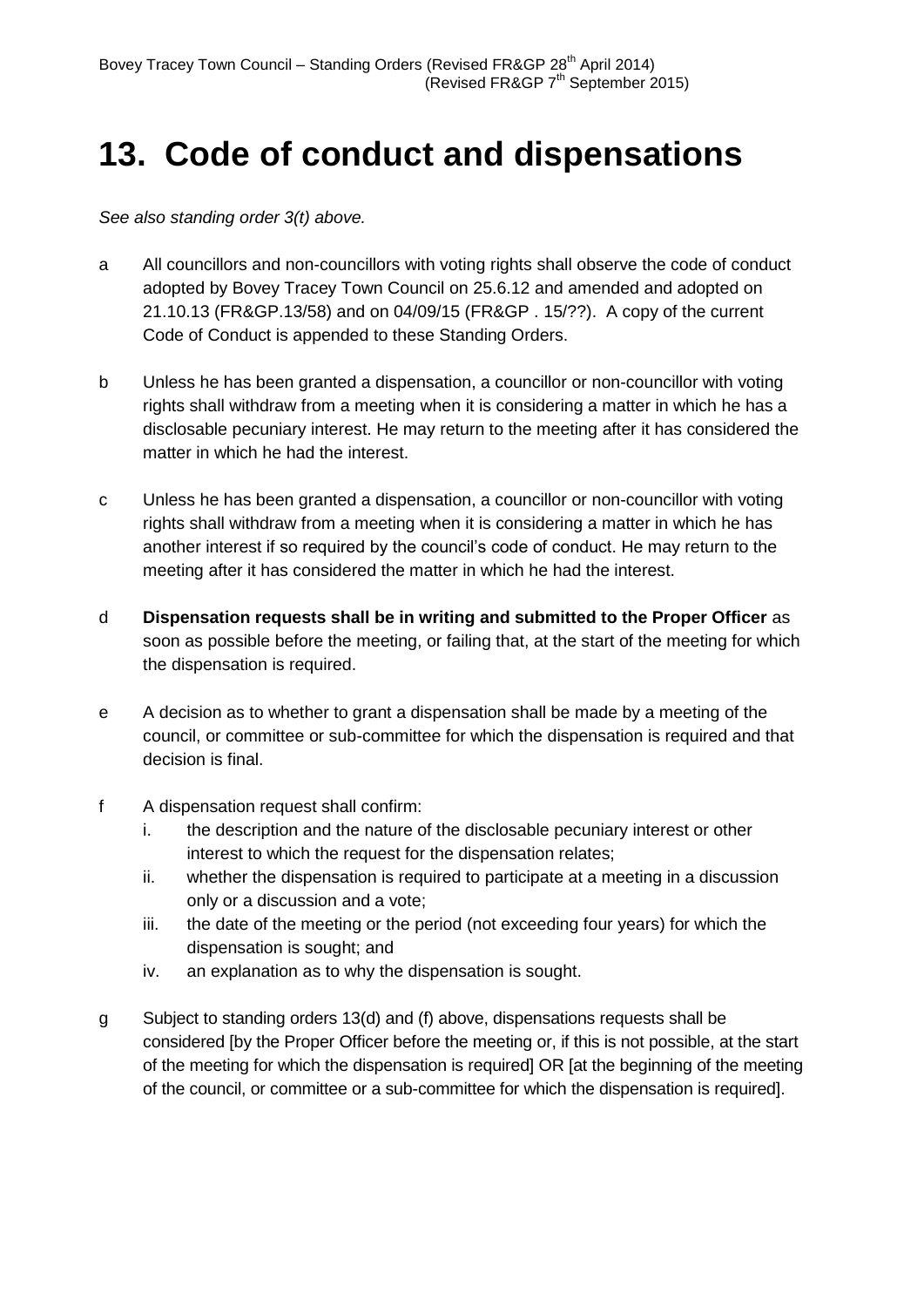# 13. Code of conduct and dispensations

*See also standing order 3(t) above.*

a All councillors and non-councillors with voting rights shall observe the code of conduct adopted by Bovey Tracey Town Council on 25.6.12 and amended and adopted on 21.10.13 (FR&GP.13/58) and on 04/09/15 (FR&GP . 15/??). A copy of the current Code of Conduct is appended to these Standing Orders.

b Unless he has been granted a dispensation, a councillor or non-councillor with voting rights shall withdraw from a meeting when it is considering a matter in which he has a disclosable pecuniary interest. He may return to the meeting after it has considered the matter in which he had the interest.

c Unless he has been granted a dispensation, a councillor or non-councillor with voting rights shall withdraw from a meeting when it is considering a matter in which he has another interest if so required by the council's code of conduct. He may return to the meeting after it has considered the matter in which he had the interest.

d **Dispensation requests shall be in writing and submitted to the Proper Officer** as soon as possible before the meeting, or failing that, at the start of the meeting for which the dispensation is required.

e A decision as to whether to grant a dispensation shall be made by a meeting of the council, or committee or sub-committee for which the dispensation is required and that decision is final.

f A dispensation request shall confirm:
   i. the description and the nature of the disclosable pecuniary interest or other interest to which the request for the dispensation relates;
   ii. whether the dispensation is required to participate at a meeting in a discussion only or a discussion and a vote;
   iii. the date of the meeting or the period (not exceeding four years) for which the dispensation is sought; and
   iv. an explanation as to why the dispensation is sought.

g Subject to standing orders 13(d) and (f) above, dispensations requests shall be considered [by the Proper Officer before the meeting or, if this is not possible, at the start of the meeting for which the dispensation is required] OR [at the beginning of the meeting of the council, or committee or a sub-committee for which the dispensation is required].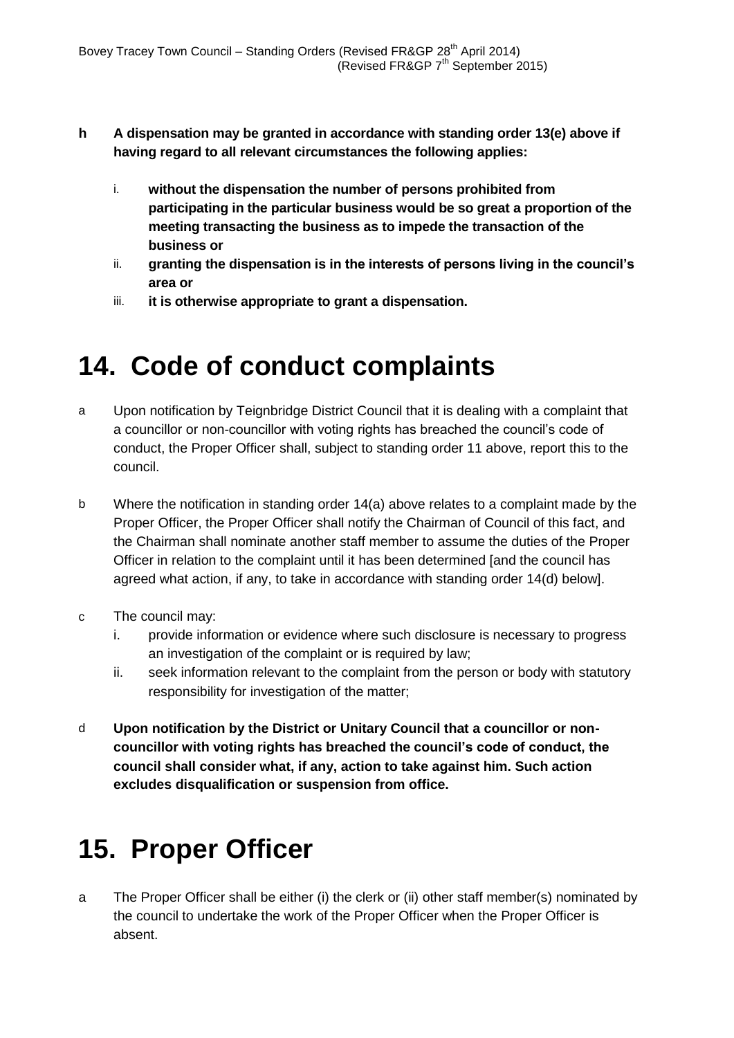**h A dispensation may be granted in accordance with standing order 13(e) above if having regard to all relevant circumstances the following applies:**

i. **without the dispensation the number of persons prohibited from participating in the particular business would be so great a proportion of the meeting transacting the business as to impede the transaction of the business or**
ii. **granting the dispensation is in the interests of persons living in the council's area or**
iii. **it is otherwise appropriate to grant a dispensation.**

# 14. Code of conduct complaints

a Upon notification by Teignbridge District Council that it is dealing with a complaint that a councillor or non-councillor with voting rights has breached the council's code of conduct, the Proper Officer shall, subject to standing order 11 above, report this to the council.

b Where the notification in standing order 14(a) above relates to a complaint made by the Proper Officer, the Proper Officer shall notify the Chairman of Council of this fact, and the Chairman shall nominate another staff member to assume the duties of the Proper Officer in relation to the complaint until it has been determined [and the council has agreed what action, if any, to take in accordance with standing order 14(d) below].

c The council may:
i. provide information or evidence where such disclosure is necessary to progress an investigation of the complaint or is required by law;
ii. seek information relevant to the complaint from the person or body with statutory responsibility for investigation of the matter;

d **Upon notification by the District or Unitary Council that a councillor or non-councillor with voting rights has breached the council's code of conduct, the council shall consider what, if any, action to take against him. Such action excludes disqualification or suspension from office.**

# 15. Proper Officer

a The Proper Officer shall be either (i) the clerk or (ii) other staff member(s) nominated by the council to undertake the work of the Proper Officer when the Proper Officer is absent.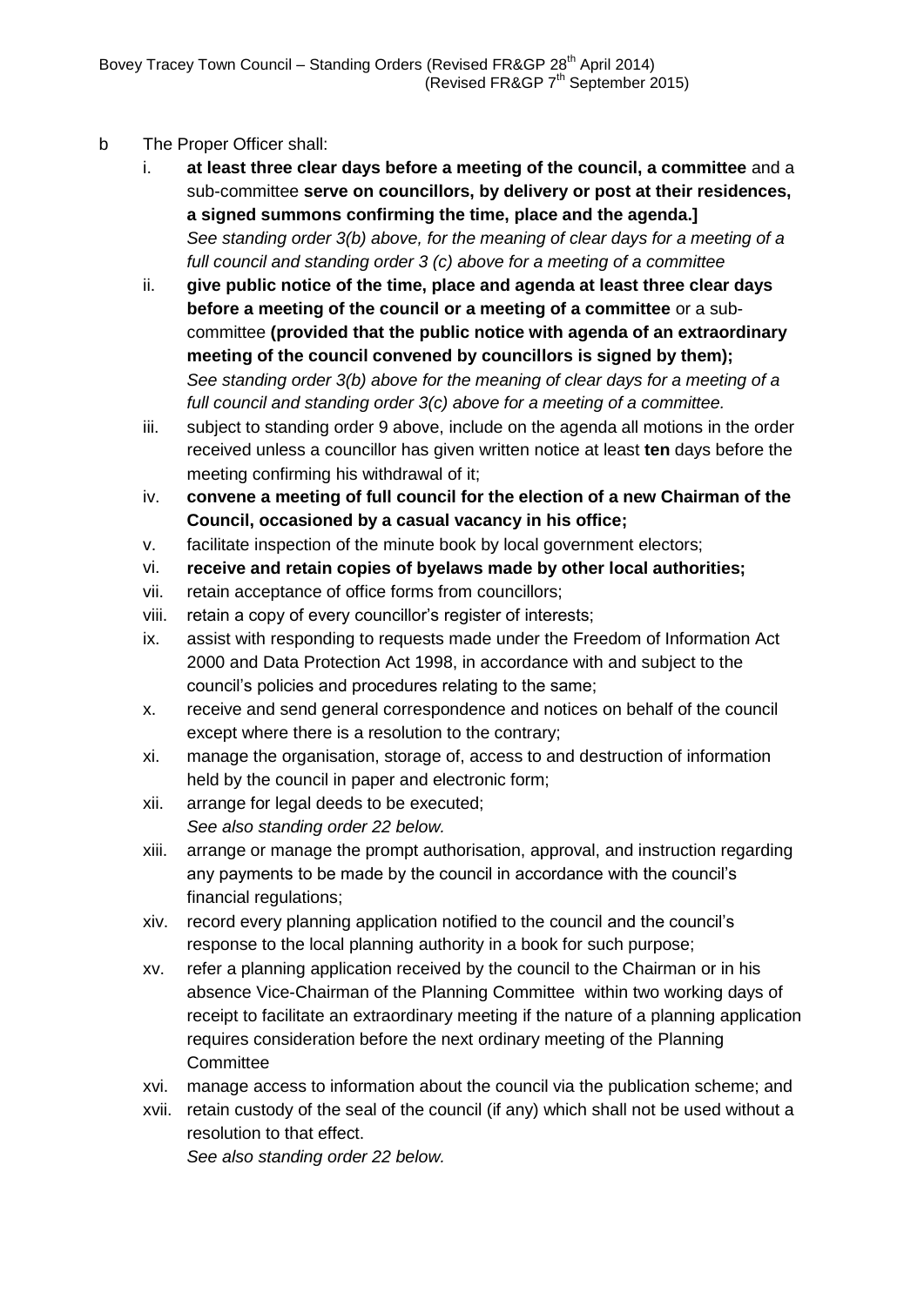b The Proper Officer shall:

i. **at least three clear days before a meeting of the council, a committee** and a sub-committee **serve on councillors, by delivery or post at their residences, a signed summons confirming the time, place and the agenda.]**
*See standing order 3(b) above, for the meaning of clear days for a meeting of a full council and standing order 3 (c) above for a meeting of a committee*

ii. **give public notice of the time, place and agenda at least three clear days before a meeting of the council or a meeting of a committee** or a sub-committee **(provided that the public notice with agenda of an extraordinary meeting of the council convened by councillors is signed by them);**
*See standing order 3(b) above for the meaning of clear days for a meeting of a full council and standing order 3(c) above for a meeting of a committee.*

iii. subject to standing order 9 above, include on the agenda all motions in the order received unless a councillor has given written notice at least **ten** days before the meeting confirming his withdrawal of it;

iv. **convene a meeting of full council for the election of a new Chairman of the Council, occasioned by a casual vacancy in his office;**

v. facilitate inspection of the minute book by local government electors;

vi. **receive and retain copies of byelaws made by other local authorities;**

vii. retain acceptance of office forms from councillors;

viii. retain a copy of every councillor's register of interests;

ix. assist with responding to requests made under the Freedom of Information Act 2000 and Data Protection Act 1998, in accordance with and subject to the council's policies and procedures relating to the same;

x. receive and send general correspondence and notices on behalf of the council except where there is a resolution to the contrary;

xi. manage the organisation, storage of, access to and destruction of information held by the council in paper and electronic form;

xii. arrange for legal deeds to be executed;
*See also standing order 22 below.*

xiii. arrange or manage the prompt authorisation, approval, and instruction regarding any payments to be made by the council in accordance with the council's financial regulations;

xiv. record every planning application notified to the council and the council's response to the local planning authority in a book for such purpose;

xv. refer a planning application received by the council to the Chairman or in his absence Vice-Chairman of the Planning Committee within two working days of receipt to facilitate an extraordinary meeting if the nature of a planning application requires consideration before the next ordinary meeting of the Planning Committee

xvi. manage access to information about the council via the publication scheme; and

xvii. retain custody of the seal of the council (if any) which shall not be used without a resolution to that effect.
*See also standing order 22 below.*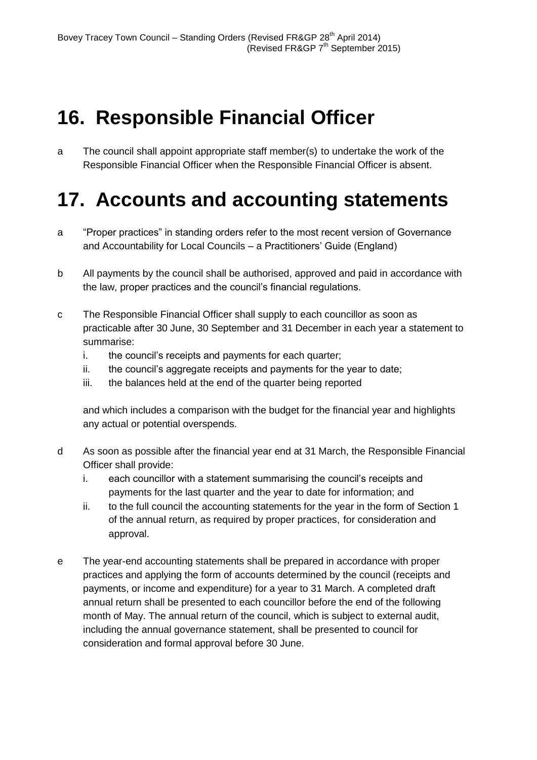# 16. Responsible Financial Officer

a The council shall appoint appropriate staff member(s) to undertake the work of the Responsible Financial Officer when the Responsible Financial Officer is absent.

# 17. Accounts and accounting statements

a "Proper practices" in standing orders refer to the most recent version of Governance and Accountability for Local Councils – a Practitioners' Guide (England)

b All payments by the council shall be authorised, approved and paid in accordance with the law, proper practices and the council's financial regulations.

c The Responsible Financial Officer shall supply to each councillor as soon as practicable after 30 June, 30 September and 31 December in each year a statement to summarise:

  i. the council's receipts and payments for each quarter;
  ii. the council's aggregate receipts and payments for the year to date;
  iii. the balances held at the end of the quarter being reported

  and which includes a comparison with the budget for the financial year and highlights any actual or potential overspends.

d As soon as possible after the financial year end at 31 March, the Responsible Financial Officer shall provide:

  i. each councillor with a statement summarising the council's receipts and payments for the last quarter and the year to date for information; and
  ii. to the full council the accounting statements for the year in the form of Section 1 of the annual return, as required by proper practices, for consideration and approval.

e The year-end accounting statements shall be prepared in accordance with proper practices and applying the form of accounts determined by the council (receipts and payments, or income and expenditure) for a year to 31 March. A completed draft annual return shall be presented to each councillor before the end of the following month of May. The annual return of the council, which is subject to external audit, including the annual governance statement, shall be presented to council for consideration and formal approval before 30 June.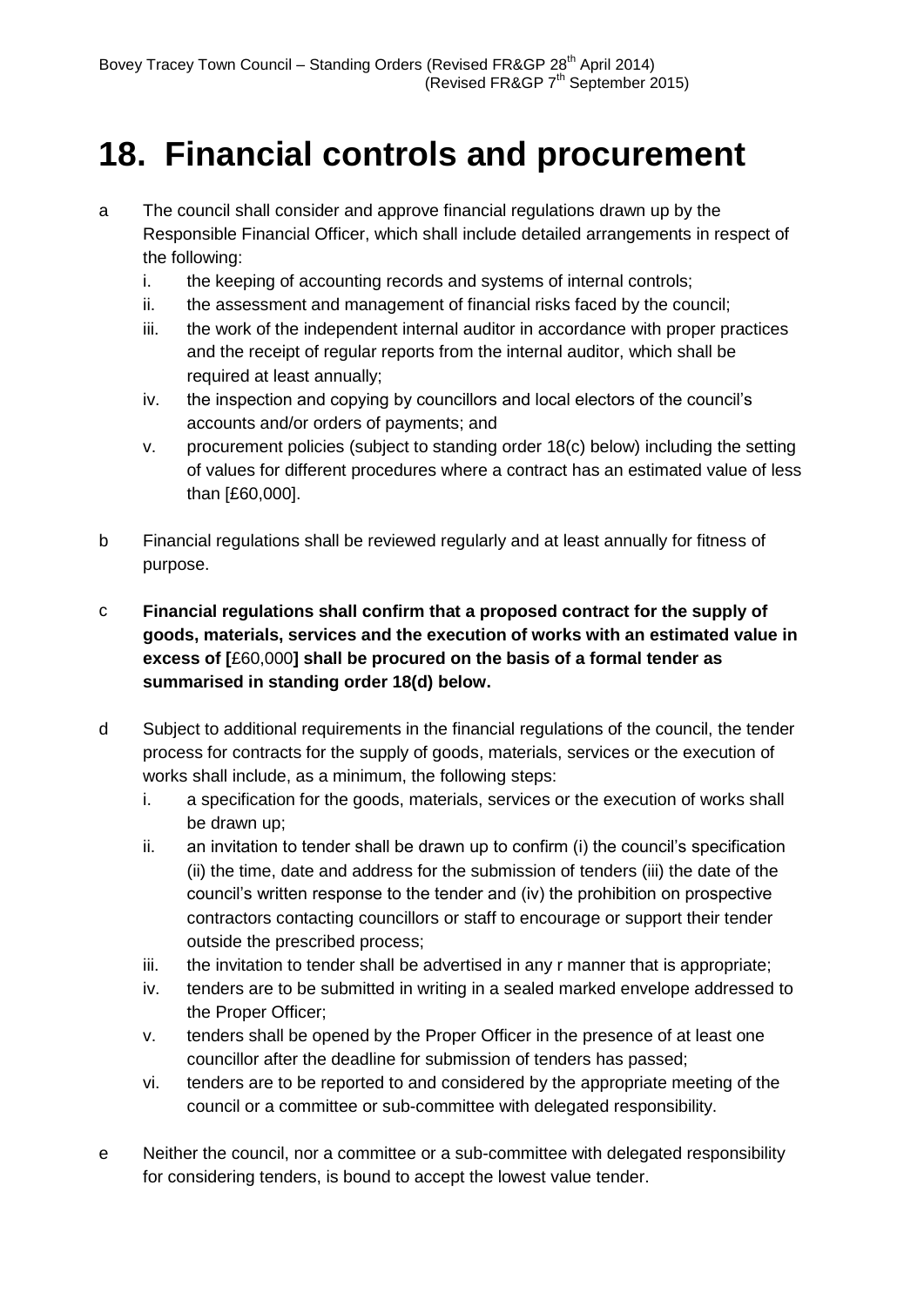# 18. Financial controls and procurement

a The council shall consider and approve financial regulations drawn up by the Responsible Financial Officer, which shall include detailed arrangements in respect of the following:

   i. the keeping of accounting records and systems of internal controls;
   ii. the assessment and management of financial risks faced by the council;
   iii. the work of the independent internal auditor in accordance with proper practices and the receipt of regular reports from the internal auditor, which shall be required at least annually;
   iv. the inspection and copying by councillors and local electors of the council's accounts and/or orders of payments; and
   v. procurement policies (subject to standing order 18(c) below) including the setting of values for different procedures where a contract has an estimated value of less than [£60,000].

b Financial regulations shall be reviewed regularly and at least annually for fitness of purpose.

c **Financial regulations shall confirm that a proposed contract for the supply of goods, materials, services and the execution of works with an estimated value in excess of [**£60,000**] shall be procured on the basis of a formal tender as summarised in standing order 18(d) below.**

d Subject to additional requirements in the financial regulations of the council, the tender process for contracts for the supply of goods, materials, services or the execution of works shall include, as a minimum, the following steps:

   i. a specification for the goods, materials, services or the execution of works shall be drawn up;
   ii. an invitation to tender shall be drawn up to confirm (i) the council's specification (ii) the time, date and address for the submission of tenders (iii) the date of the council's written response to the tender and (iv) the prohibition on prospective contractors contacting councillors or staff to encourage or support their tender outside the prescribed process;
   iii. the invitation to tender shall be advertised in any r manner that is appropriate;
   iv. tenders are to be submitted in writing in a sealed marked envelope addressed to the Proper Officer;
   v. tenders shall be opened by the Proper Officer in the presence of at least one councillor after the deadline for submission of tenders has passed;
   vi. tenders are to be reported to and considered by the appropriate meeting of the council or a committee or sub-committee with delegated responsibility.

e Neither the council, nor a committee or a sub-committee with delegated responsibility for considering tenders, is bound to accept the lowest value tender.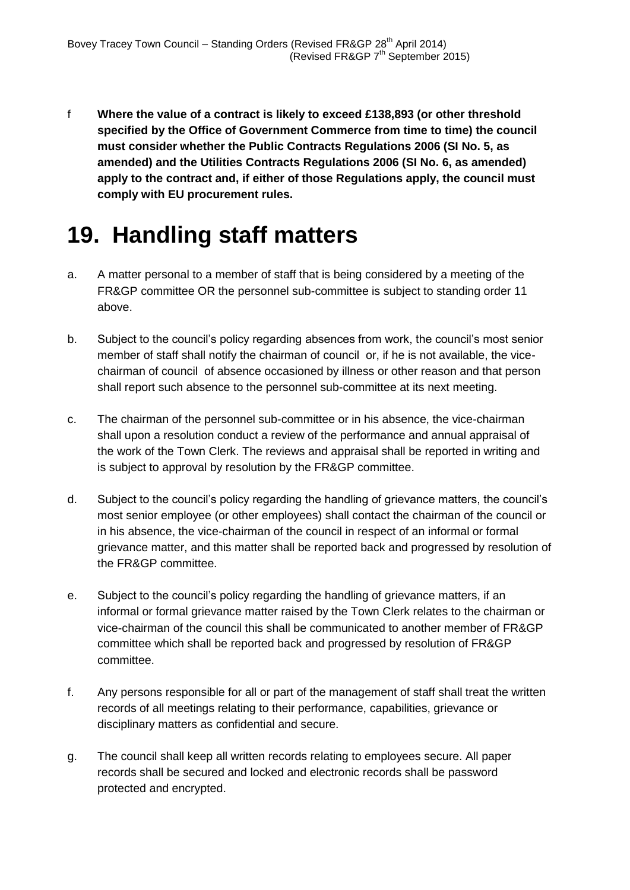f **Where the value of a contract is likely to exceed £138,893 (or other threshold specified by the Office of Government Commerce from time to time) the council must consider whether the Public Contracts Regulations 2006 (SI No. 5, as amended) and the Utilities Contracts Regulations 2006 (SI No. 6, as amended) apply to the contract and, if either of those Regulations apply, the council must comply with EU procurement rules.**

# 19. Handling staff matters

a. A matter personal to a member of staff that is being considered by a meeting of the FR&GP committee OR the personnel sub-committee is subject to standing order 11 above.

b. Subject to the council's policy regarding absences from work, the council's most senior member of staff shall notify the chairman of council or, if he is not available, the vice-chairman of council of absence occasioned by illness or other reason and that person shall report such absence to the personnel sub-committee at its next meeting.

c. The chairman of the personnel sub-committee or in his absence, the vice-chairman shall upon a resolution conduct a review of the performance and annual appraisal of the work of the Town Clerk. The reviews and appraisal shall be reported in writing and is subject to approval by resolution by the FR&GP committee.

d. Subject to the council's policy regarding the handling of grievance matters, the council's most senior employee (or other employees) shall contact the chairman of the council or in his absence, the vice-chairman of the council in respect of an informal or formal grievance matter, and this matter shall be reported back and progressed by resolution of the FR&GP committee.

e. Subject to the council's policy regarding the handling of grievance matters, if an informal or formal grievance matter raised by the Town Clerk relates to the chairman or vice-chairman of the council this shall be communicated to another member of FR&GP committee which shall be reported back and progressed by resolution of FR&GP committee.

f. Any persons responsible for all or part of the management of staff shall treat the written records of all meetings relating to their performance, capabilities, grievance or disciplinary matters as confidential and secure.

g. The council shall keep all written records relating to employees secure. All paper records shall be secured and locked and electronic records shall be password protected and encrypted.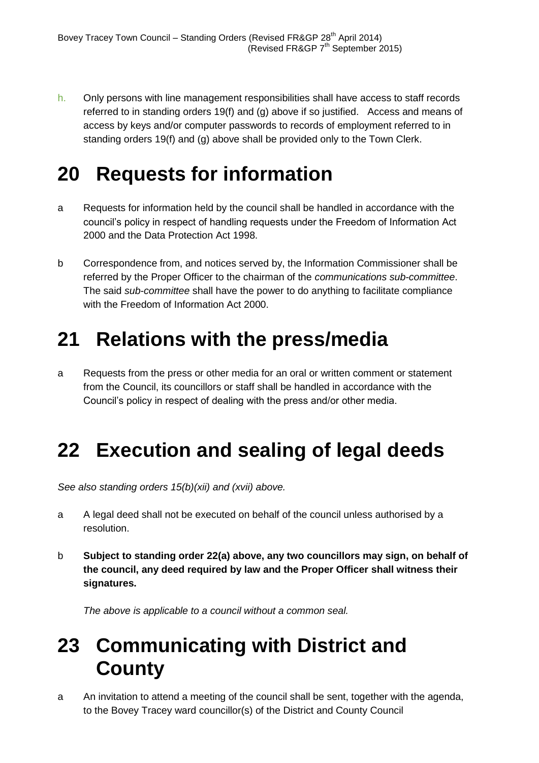h. Only persons with line management responsibilities shall have access to staff records referred to in standing orders 19(f) and (g) above if so justified. Access and means of access by keys and/or computer passwords to records of employment referred to in standing orders 19(f) and (g) above shall be provided only to the Town Clerk.

# 20 Requests for information

a Requests for information held by the council shall be handled in accordance with the council's policy in respect of handling requests under the Freedom of Information Act 2000 and the Data Protection Act 1998.

b Correspondence from, and notices served by, the Information Commissioner shall be referred by the Proper Officer to the chairman of the *communications sub-committee*. The said *sub-committee* shall have the power to do anything to facilitate compliance with the Freedom of Information Act 2000.

# 21 Relations with the press/media

a Requests from the press or other media for an oral or written comment or statement from the Council, its councillors or staff shall be handled in accordance with the Council's policy in respect of dealing with the press and/or other media.

# 22 Execution and sealing of legal deeds

*See also standing orders 15(b)(xii) and (xvii) above.*

a A legal deed shall not be executed on behalf of the council unless authorised by a resolution.

b **Subject to standing order 22(a) above, any two councillors may sign, on behalf of the council, any deed required by law and the Proper Officer shall witness their signatures.**

*The above is applicable to a council without a common seal.*

# 23 Communicating with District and County

a An invitation to attend a meeting of the council shall be sent, together with the agenda, to the Bovey Tracey ward councillor(s) of the District and County Council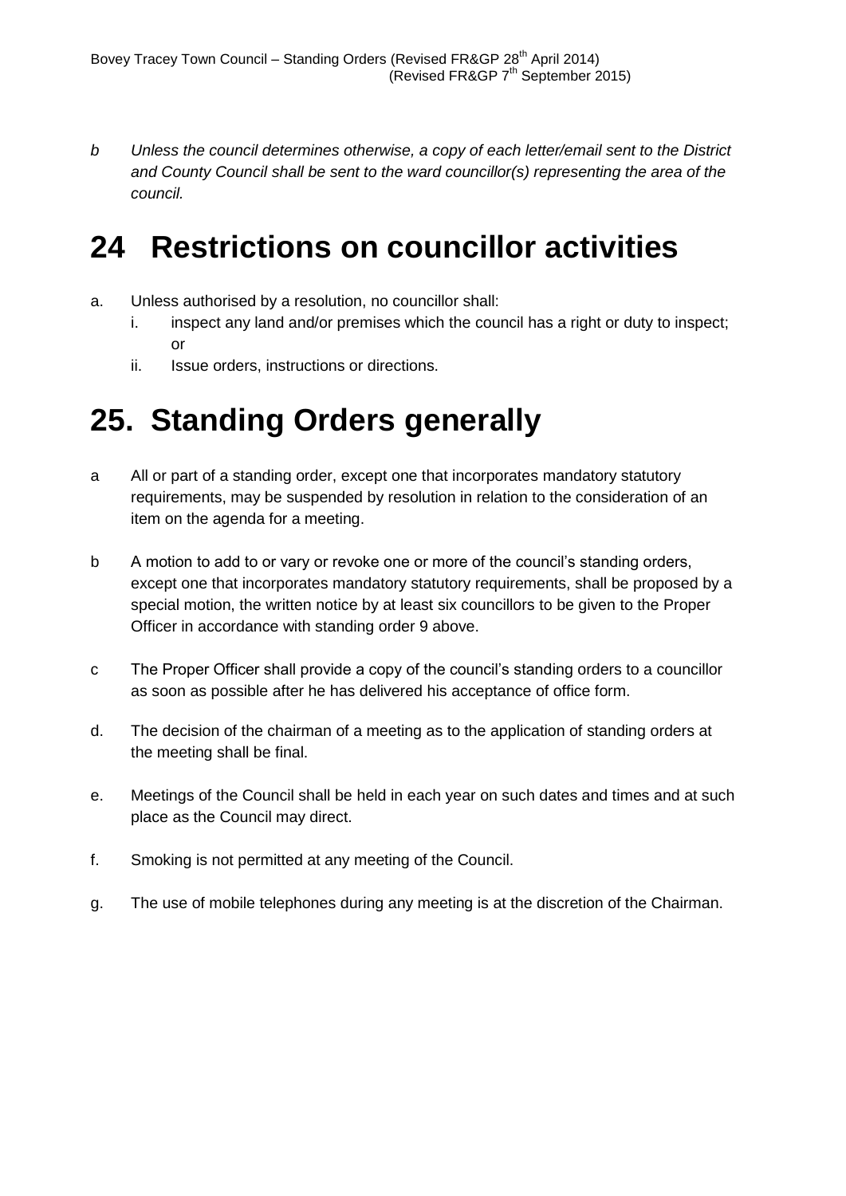*b Unless the council determines otherwise, a copy of each letter/email sent to the District and County Council shall be sent to the ward councillor(s) representing the area of the council.*

# 24 Restrictions on councillor activities

a. Unless authorised by a resolution, no councillor shall:
   i. inspect any land and/or premises which the council has a right or duty to inspect; or
   ii. Issue orders, instructions or directions.

# 25. Standing Orders generally

a All or part of a standing order, except one that incorporates mandatory statutory requirements, may be suspended by resolution in relation to the consideration of an item on the agenda for a meeting.

b A motion to add to or vary or revoke one or more of the council's standing orders, except one that incorporates mandatory statutory requirements, shall be proposed by a special motion, the written notice by at least six councillors to be given to the Proper Officer in accordance with standing order 9 above.

c The Proper Officer shall provide a copy of the council's standing orders to a councillor as soon as possible after he has delivered his acceptance of office form.

d. The decision of the chairman of a meeting as to the application of standing orders at the meeting shall be final.

e. Meetings of the Council shall be held in each year on such dates and times and at such place as the Council may direct.

f. Smoking is not permitted at any meeting of the Council.

g. The use of mobile telephones during any meeting is at the discretion of the Chairman.